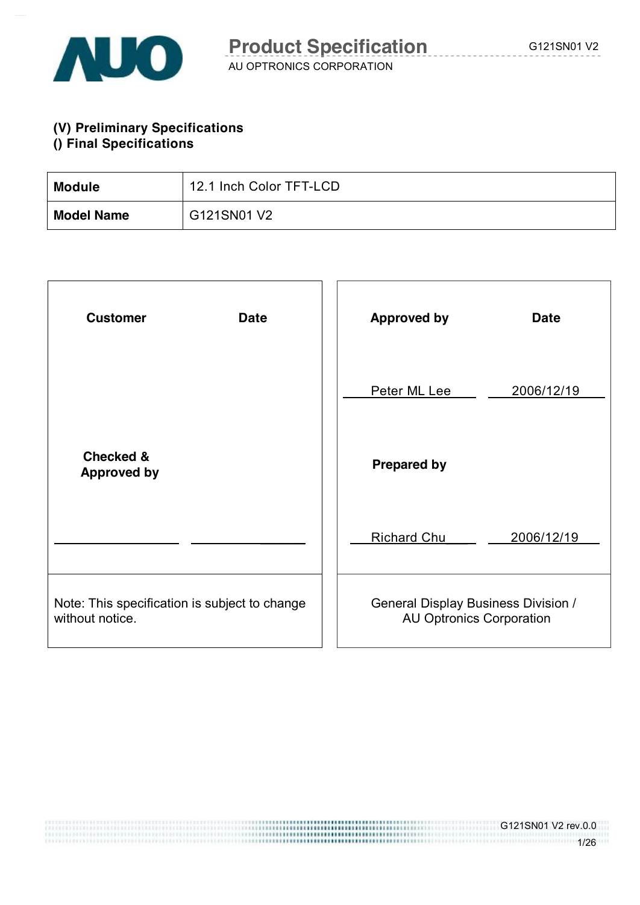**(V) Preliminary Specifications**
**() Final Specifications**

| **Module** | 12.1 Inch Color TFT-LCD |
|---|---|
| **Model Name** | G121SN01 V2 |

| **Customer** | **Date** | **Approved by** | **Date** |
|---|---|---|---|
| | | Peter ML Lee | 2006/12/19 |
| **Checked & Approved by** | | **Prepared by** | |
| | | Richard Chu | 2006/12/19 |
| Note: This specification is subject to change without notice. | | General Display Business Division / AU Optronics Corporation | |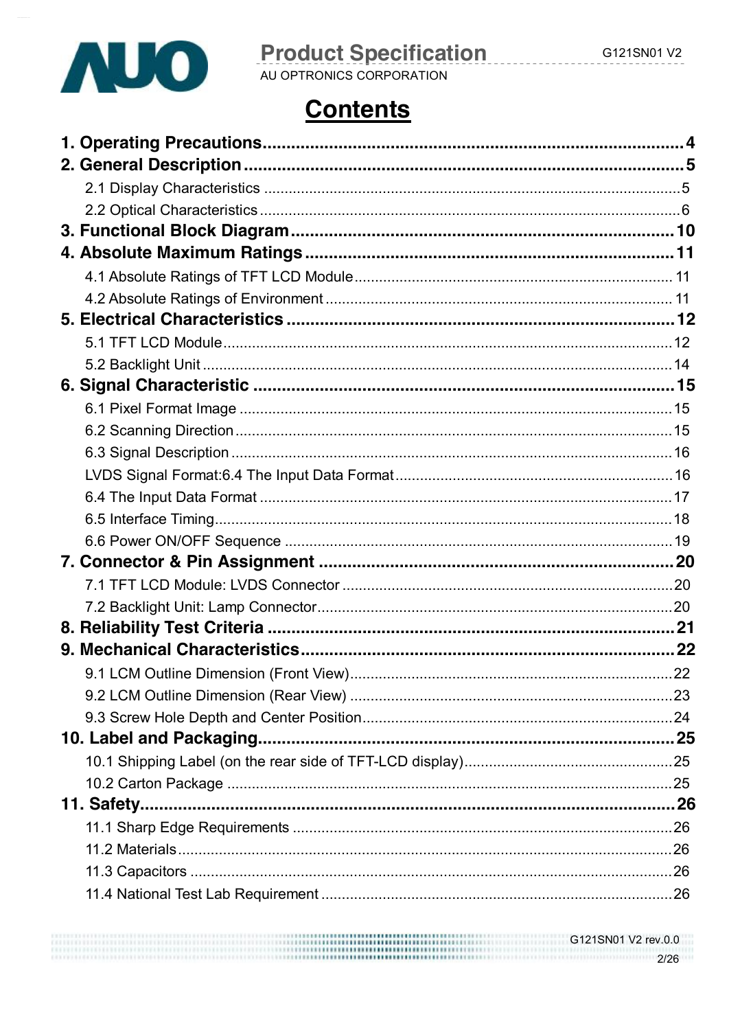# Contents

1. Operating Precautions ........................................................................ 4
2. General Description ........................................................................ 5
   - 2.1 Display Characteristics ........................................................................ 5
   - 2.2 Optical Characteristics ........................................................................ 6
3. Functional Block Diagram ........................................................................ 10
4. Absolute Maximum Ratings ........................................................................ 11
   - 4.1 Absolute Ratings of TFT LCD Module ........................................................................ 11
   - 4.2 Absolute Ratings of Environment ........................................................................ 11
5. Electrical Characteristics ........................................................................ 12
   - 5.1 TFT LCD Module ........................................................................ 12
   - 5.2 Backlight Unit ........................................................................ 14
6. Signal Characteristic ........................................................................ 15
   - 6.1 Pixel Format Image ........................................................................ 15
   - 6.2 Scanning Direction ........................................................................ 15
   - 6.3 Signal Description ........................................................................ 16
   - LVDS Signal Format:6.4 The Input Data Format ........................................................................ 16
   - 6.4 The Input Data Format ........................................................................ 17
   - 6.5 Interface Timing ........................................................................ 18
   - 6.6 Power ON/OFF Sequence ........................................................................ 19
7. Connector & Pin Assignment ........................................................................ 20
   - 7.1 TFT LCD Module: LVDS Connector ........................................................................ 20
   - 7.2 Backlight Unit: Lamp Connector ........................................................................ 20
8. Reliability Test Criteria ........................................................................ 21
9. Mechanical Characteristics ........................................................................ 22
   - 9.1 LCM Outline Dimension (Front View) ........................................................................ 22
   - 9.2 LCM Outline Dimension (Rear View) ........................................................................ 23
   - 9.3 Screw Hole Depth and Center Position ........................................................................ 24
10. Label and Packaging ........................................................................ 25
    - 10.1 Shipping Label (on the rear side of TFT-LCD display) ........................................................................ 25
    - 10.2 Carton Package ........................................................................ 25
11. Safety ........................................................................ 26
    - 11.1 Sharp Edge Requirements ........................................................................ 26
    - 11.2 Materials ........................................................................ 26
    - 11.3 Capacitors ........................................................................ 26
    - 11.4 National Test Lab Requirement ........................................................................ 26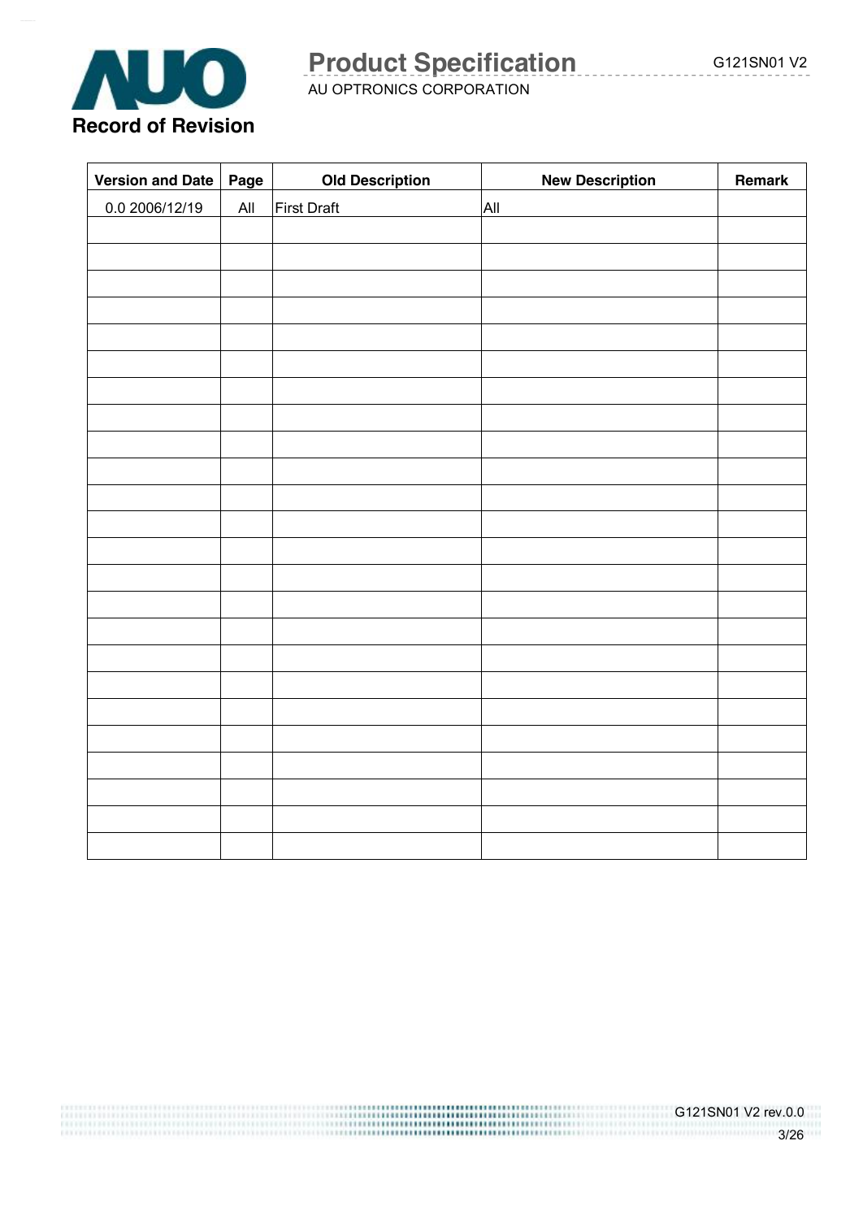# Record of Revision

| Version and Date | Page | Old Description | New Description | Remark |
|---|---|---|---|---|
| 0.0 2006/12/19 | All | First Draft | All | |
| | | | | |
| | | | | |
| | | | | |
| | | | | |
| | | | | |
| | | | | |
| | | | | |
| | | | | |
| | | | | |
| | | | | |
| | | | | |
| | | | | |
| | | | | |
| | | | | |
| | | | | |
| | | | | |
| | | | | |
| | | | | |
| | | | | |
| | | | | |
| | | | | |
| | | | | |
| | | | | |
| | | | | |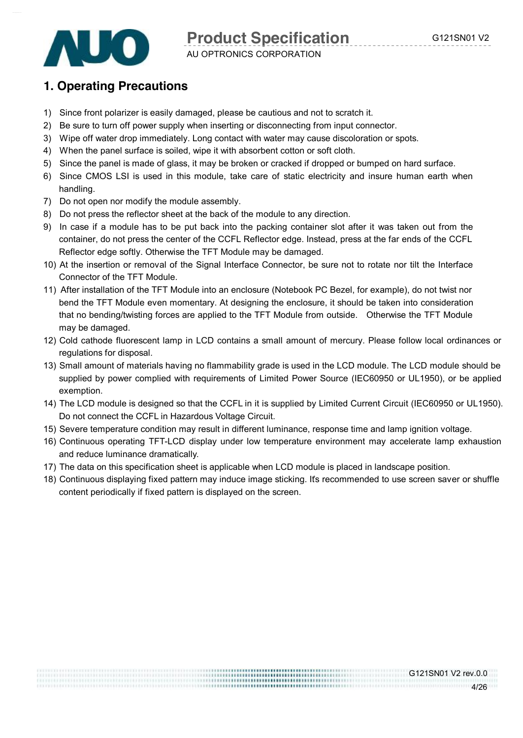# 1. Operating Precautions

1) Since front polarizer is easily damaged, please be cautious and not to scratch it.
2) Be sure to turn off power supply when inserting or disconnecting from input connector.
3) Wipe off water drop immediately. Long contact with water may cause discoloration or spots.
4) When the panel surface is soiled, wipe it with absorbent cotton or soft cloth.
5) Since the panel is made of glass, it may be broken or cracked if dropped or bumped on hard surface.
6) Since CMOS LSI is used in this module, take care of static electricity and insure human earth when handling.
7) Do not open nor modify the module assembly.
8) Do not press the reflector sheet at the back of the module to any direction.
9) In case if a module has to be put back into the packing container slot after it was taken out from the container, do not press the center of the CCFL Reflector edge. Instead, press at the far ends of the CCFL Reflector edge softly. Otherwise the TFT Module may be damaged.
10) At the insertion or removal of the Signal Interface Connector, be sure not to rotate nor tilt the Interface Connector of the TFT Module.
11) After installation of the TFT Module into an enclosure (Notebook PC Bezel, for example), do not twist nor bend the TFT Module even momentary. At designing the enclosure, it should be taken into consideration that no bending/twisting forces are applied to the TFT Module from outside. Otherwise the TFT Module may be damaged.
12) Cold cathode fluorescent lamp in LCD contains a small amount of mercury. Please follow local ordinances or regulations for disposal.
13) Small amount of materials having no flammability grade is used in the LCD module. The LCD module should be supplied by power complied with requirements of Limited Power Source (IEC60950 or UL1950), or be applied exemption.
14) The LCD module is designed so that the CCFL in it is supplied by Limited Current Circuit (IEC60950 or UL1950). Do not connect the CCFL in Hazardous Voltage Circuit.
15) Severe temperature condition may result in different luminance, response time and lamp ignition voltage.
16) Continuous operating TFT-LCD display under low temperature environment may accelerate lamp exhaustion and reduce luminance dramatically.
17) The data on this specification sheet is applicable when LCD module is placed in landscape position.
18) Continuous displaying fixed pattern may induce image sticking. It's recommended to use screen saver or shuffle content periodically if fixed pattern is displayed on the screen.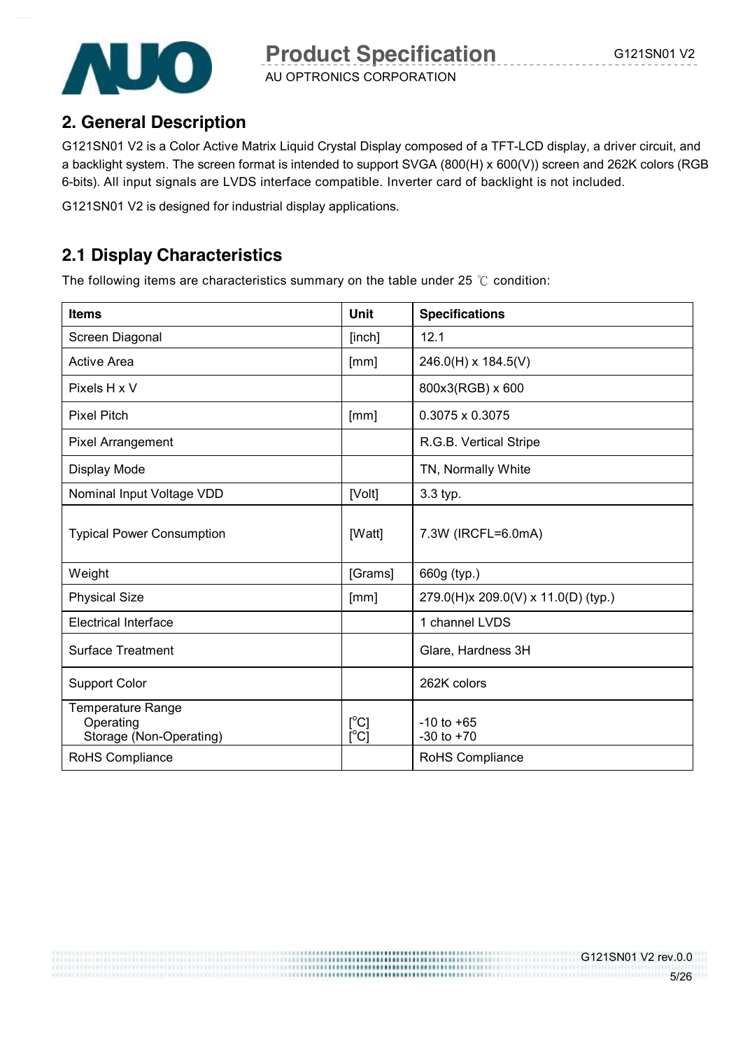## 2. General Description

G121SN01 V2 is a Color Active Matrix Liquid Crystal Display composed of a TFT-LCD display, a driver circuit, and a backlight system. The screen format is intended to support SVGA (800(H) x 600(V)) screen and 262K colors (RGB 6-bits). All input signals are LVDS interface compatible. Inverter card of backlight is not included.

G121SN01 V2 is designed for industrial display applications.

## 2.1 Display Characteristics

The following items are characteristics summary on the table under 25 ℃ condition:

| Items | Unit | Specifications |
|---|---|---|
| Screen Diagonal | [inch] | 12.1 |
| Active Area | [mm] | 246.0(H) x 184.5(V) |
| Pixels H x V | | 800x3(RGB) x 600 |
| Pixel Pitch | [mm] | 0.3075 x 0.3075 |
| Pixel Arrangement | | R.G.B. Vertical Stripe |
| Display Mode | | TN, Normally White |
| Nominal Input Voltage VDD | [Volt] | 3.3 typ. |
| Typical Power Consumption | [Watt] | 7.3W (IRCFL=6.0mA) |
| Weight | [Grams] | 660g (typ.) |
| Physical Size | [mm] | 279.0(H)x 209.0(V) x 11.0(D) (typ.) |
| Electrical Interface | | 1 channel LVDS |
| Surface Treatment | | Glare, Hardness 3H |
| Support Color | | 262K colors |
| Temperature Range<br>Operating<br>Storage (Non-Operating) | <br>[°C]<br>[°C] | <br>-10 to +65<br>-30 to +70 |
| RoHS Compliance | | RoHS Compliance |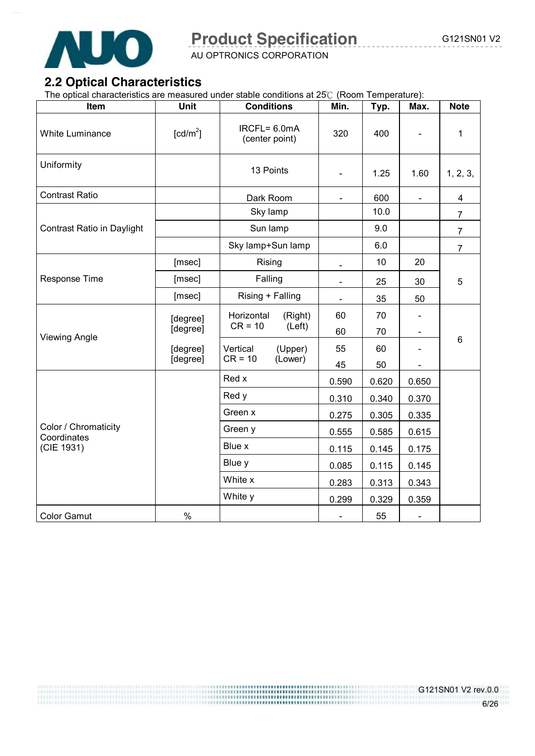## 2.2 Optical Characteristics

The optical characteristics are measured under stable conditions at 25℃ (Room Temperature):

| Item | Unit | Conditions | Min. | Typ. | Max. | Note |
|---|---|---|---|---|---|---|
| White Luminance | [cd/m$^2$] | IRCFL= 6.0mA (center point) | 320 | 400 | - | 1 |
| Uniformity | | 13 Points | - | 1.25 | 1.60 | 1, 2, 3, |
| Contrast Ratio | | Dark Room | - | 600 | - | 4 |
| Contrast Ratio in Daylight | | Sky lamp | | 10.0 | | 7 |
| | | Sun lamp | | 9.0 | | 7 |
| | | Sky lamp+Sun lamp | | 6.0 | | 7 |
| Response Time | [msec] | Rising | - | 10 | 20 | 5 |
| | [msec] | Falling | - | 25 | 30 | |
| | [msec] | Rising + Falling | - | 35 | 50 | |
| Viewing Angle | [degree] | Horizontal CR = 10 (Right) | 60 | 70 | - | 6 |
| | [degree] | Horizontal CR = 10 (Left) | 60 | 70 | - | |
| | [degree] | Vertical CR = 10 (Upper) | 55 | 60 | - | |
| | [degree] | Vertical CR = 10 (Lower) | 45 | 50 | - | |
| Color / Chromaticity Coordinates (CIE 1931) | | Red x | 0.590 | 0.620 | 0.650 | |
| | | Red y | 0.310 | 0.340 | 0.370 | |
| | | Green x | 0.275 | 0.305 | 0.335 | |
| | | Green y | 0.555 | 0.585 | 0.615 | |
| | | Blue x | 0.115 | 0.145 | 0.175 | |
| | | Blue y | 0.085 | 0.115 | 0.145 | |
| | | White x | 0.283 | 0.313 | 0.343 | |
| | | White y | 0.299 | 0.329 | 0.359 | |
| Color Gamut | % | | - | 55 | - | |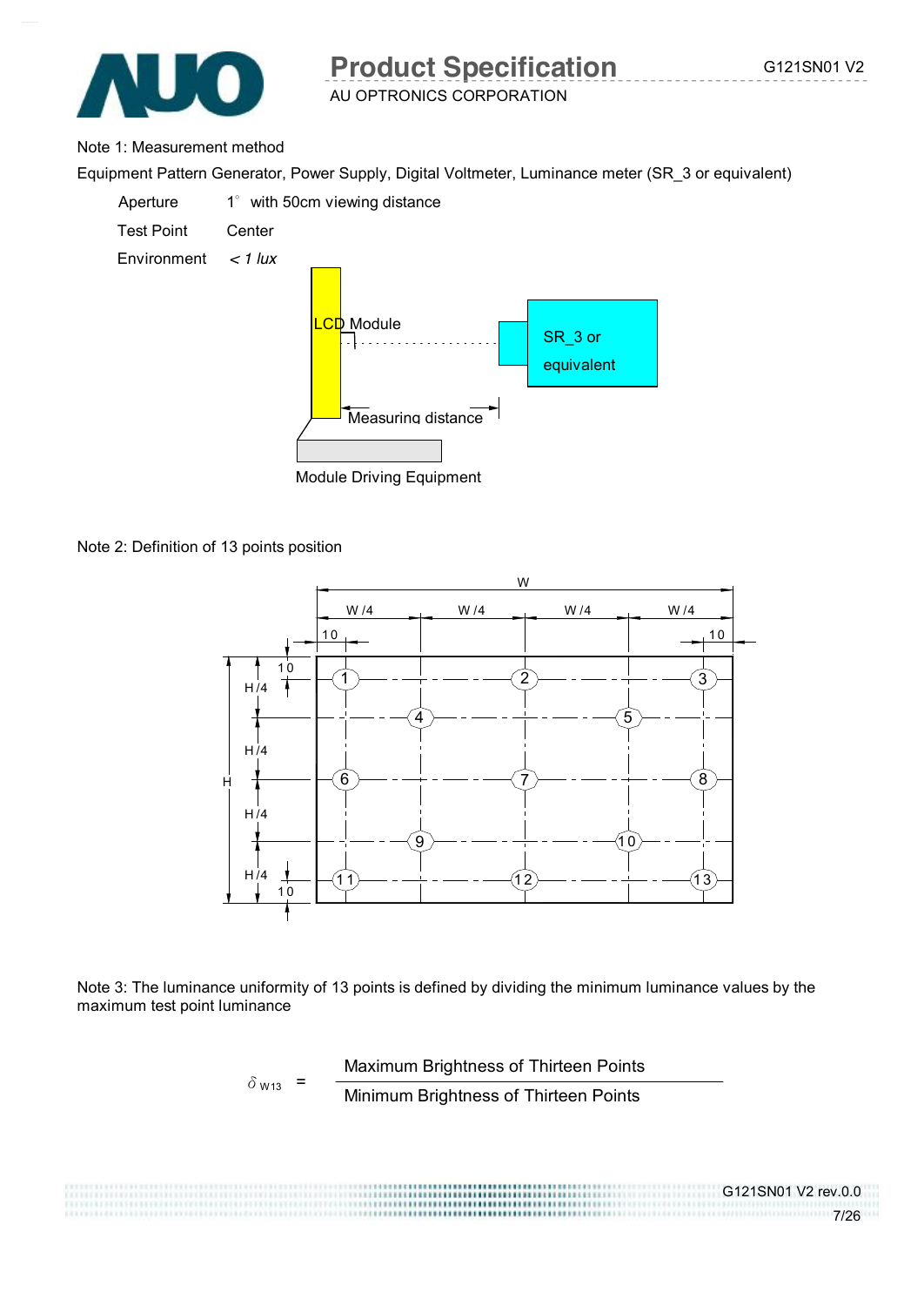Note 1: Measurement method

Equipment Pattern Generator, Power Supply, Digital Voltmeter, Luminance meter (SR_3 or equivalent)

| | |
|---|---|
| Aperture | 1° with 50cm viewing distance |
| Test Point | Center |
| Environment | *< 1 lux* |

LCD Module

SR_3 or equivalent

Measuring distance

Module Driving Equipment

Note 2: Definition of 13 points position

Note 3: The luminance uniformity of 13 points is defined by dividing the minimum luminance values by the maximum test point luminance

$$\delta_{W13} = \frac{\text{Maximum Brightness of Thirteen Points}}{\text{Minimum Brightness of Thirteen Points}}$$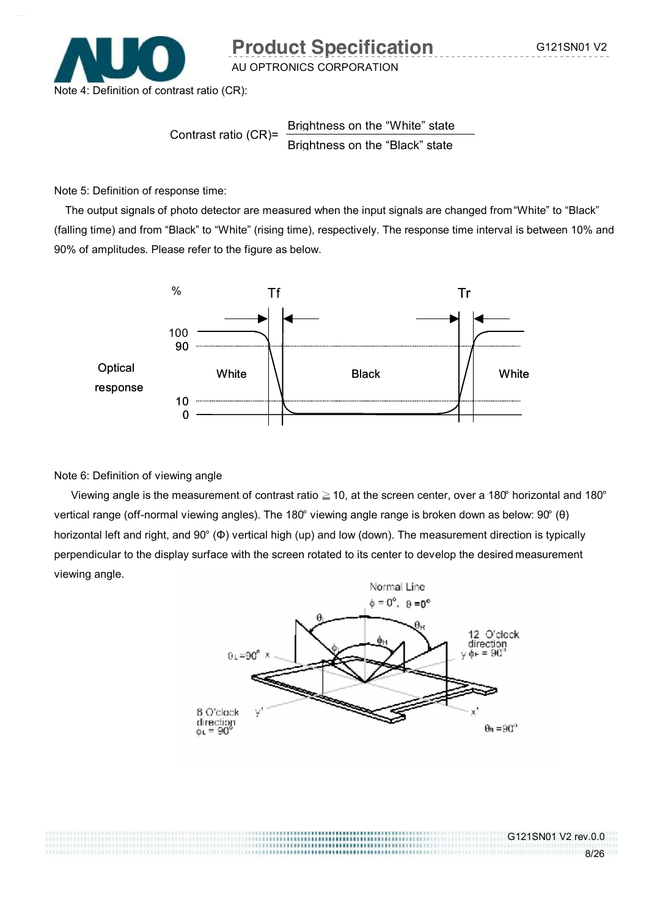Note 4: Definition of contrast ratio (CR):

$$\text{Contrast ratio (CR)} = \frac{\text{Brightness on the "White" state}}{\text{Brightness on the "Black" state}}$$

Note 5: Definition of response time:

The output signals of photo detector are measured when the input signals are changed from "White" to "Black" (falling time) and from "Black" to "White" (rising time), respectively. The response time interval is between 10% and 90% of amplitudes. Please refer to the figure as below.

Note 6: Definition of viewing angle

Viewing angle is the measurement of contrast ratio ≧ 10, at the screen center, over a 180° horizontal and 180° vertical range (off-normal viewing angles). The 180° viewing angle range is broken down as below: 90° (θ) horizontal left and right, and 90° (Φ) vertical high (up) and low (down). The measurement direction is typically perpendicular to the display surface with the screen rotated to its center to develop the desired measurement viewing angle.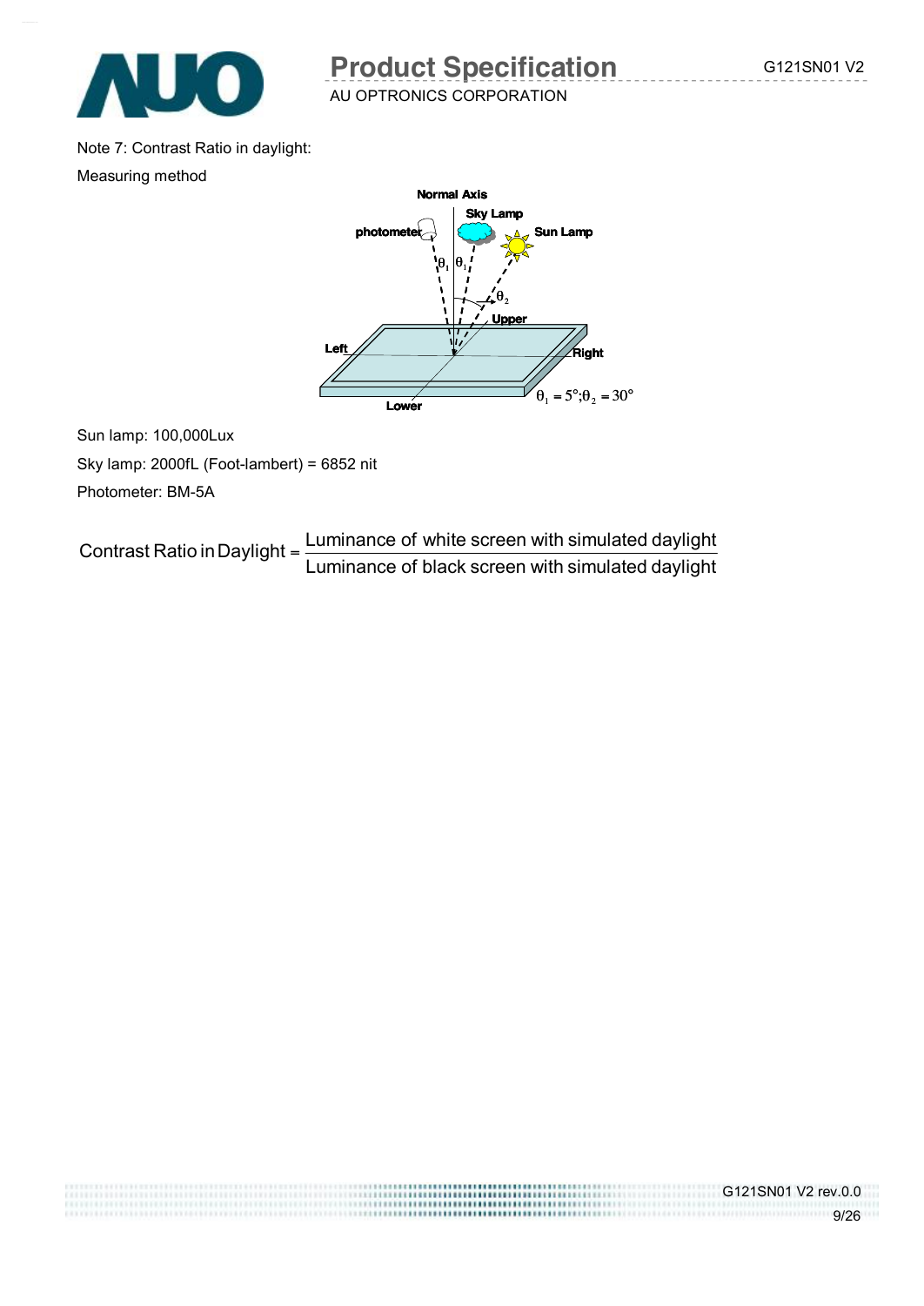Note 7: Contrast Ratio in daylight:

Measuring method

$\theta_1 = 5°; \theta_2 = 30°$

Sun lamp: 100,000Lux

Sky lamp: 2000fL (Foot-lambert) = 6852 nit

Photometer: BM-5A

$$\text{Contrast Ratio in Daylight} = \frac{\text{Luminance of white screen with simulated daylight}}{\text{Luminance of black screen with simulated daylight}}$$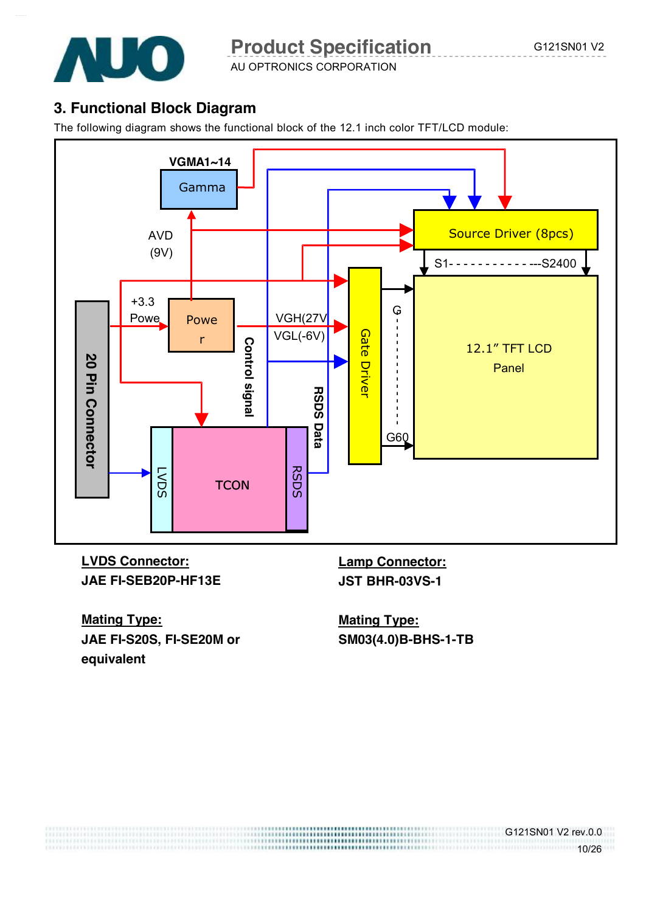## 3. Functional Block Diagram

The following diagram shows the functional block of the 12.1 inch color TFT/LCD module:

VGMA1~14

Gamma

AVD (9V)

Source Driver (8pcs)

S1- - - - - - - - - - - - - ---S2400

+3.3 Powe

Powe r

VGH(27V

VGL(-6V)

Control signal

RSDS Data

Gate Driver

G

G60

12.1" TFT LCD Panel

20 Pin Connector

LVDS

TCON

RSDS

**LVDS Connector:**

**JAE FI-SEB20P-HF13E**

**Mating Type:**

**JAE FI-S20S, FI-SE20M or equivalent**

**Lamp Connector:**

**JST BHR-03VS-1**

**Mating Type:**

**SM03(4.0)B-BHS-1-TB**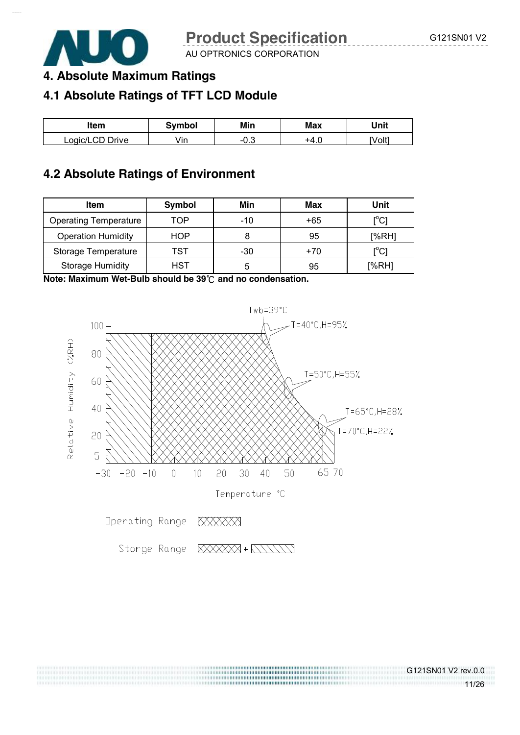# 4. Absolute Maximum Ratings

## 4.1 Absolute Ratings of TFT LCD Module

| Item | Symbol | Min | Max | Unit |
|---|---|---|---|---|
| Logic/LCD Drive | Vin | -0.3 | +4.0 | [Volt] |

## 4.2 Absolute Ratings of Environment

| Item | Symbol | Min | Max | Unit |
|---|---|---|---|---|
| Operating Temperature | TOP | -10 | +65 | [°C] |
| Operation Humidity | HOP | 8 | 95 | [%RH] |
| Storage Temperature | TST | -30 | +70 | [°C] |
| Storage Humidity | HST | 5 | 95 | [%RH] |

**Note: Maximum Wet-Bulb should be 39℃ and no condensation.**

Twb=39°C

T=40°C,H=95%

T=50°C,H=55%

T=65°C,H=28%

T=70°C,H=22%

Relative Humidity (%RH)

Temperature °C

Operating Range

Storge Range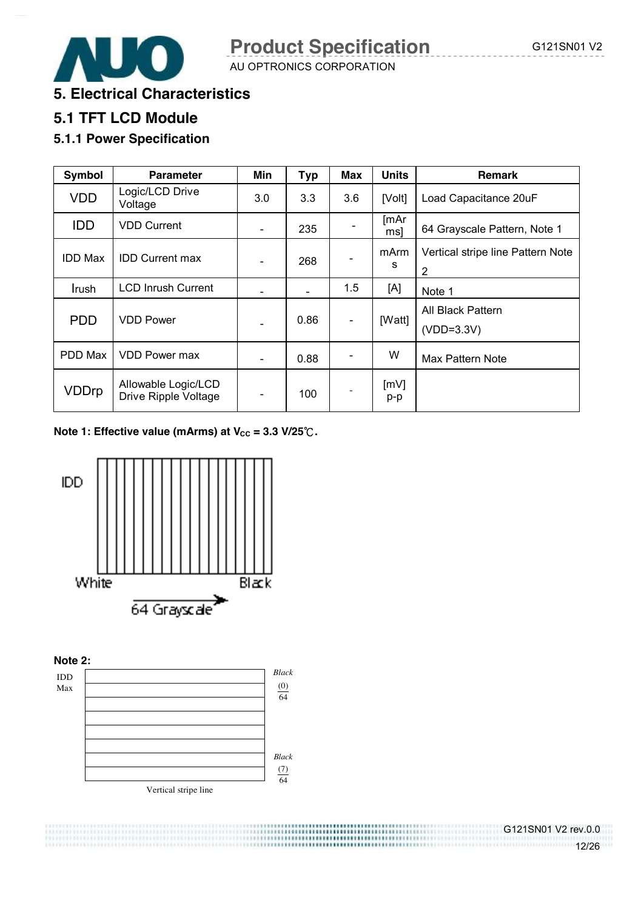## 5. Electrical Characteristics

## 5.1 TFT LCD Module

### 5.1.1 Power Specification

| Symbol | Parameter | Min | Typ | Max | Units | Remark |
|---|---|---|---|---|---|---|
| VDD | Logic/LCD Drive Voltage | 3.0 | 3.3 | 3.6 | [Volt] | Load Capacitance 20uF |
| IDD | VDD Current | - | 235 | - | [mArms] | 64 Grayscale Pattern, Note 1 |
| IDD Max | IDD Current max | - | 268 | - | mArms | Vertical stripe line Pattern Note 2 |
| Irush | LCD Inrush Current | - | - | 1.5 | [A] | Note 1 |
| PDD | VDD Power | - | 0.86 | - | [Watt] | All Black Pattern (VDD=3.3V) |
| PDD Max | VDD Power max | - | 0.88 | - | W | Max Pattern Note |
| VDDrp | Allowable Logic/LCD Drive Ripple Voltage | - | 100 | - | [mV] p-p | |

**Note 1: Effective value (mArms) at $V_{CC}$ = 3.3 V/25℃.**

IDD

White → Black

64 Grayscale

**Note 2:**

IDD Max

Black (0)/64

Black (7)/64

Vertical stripe line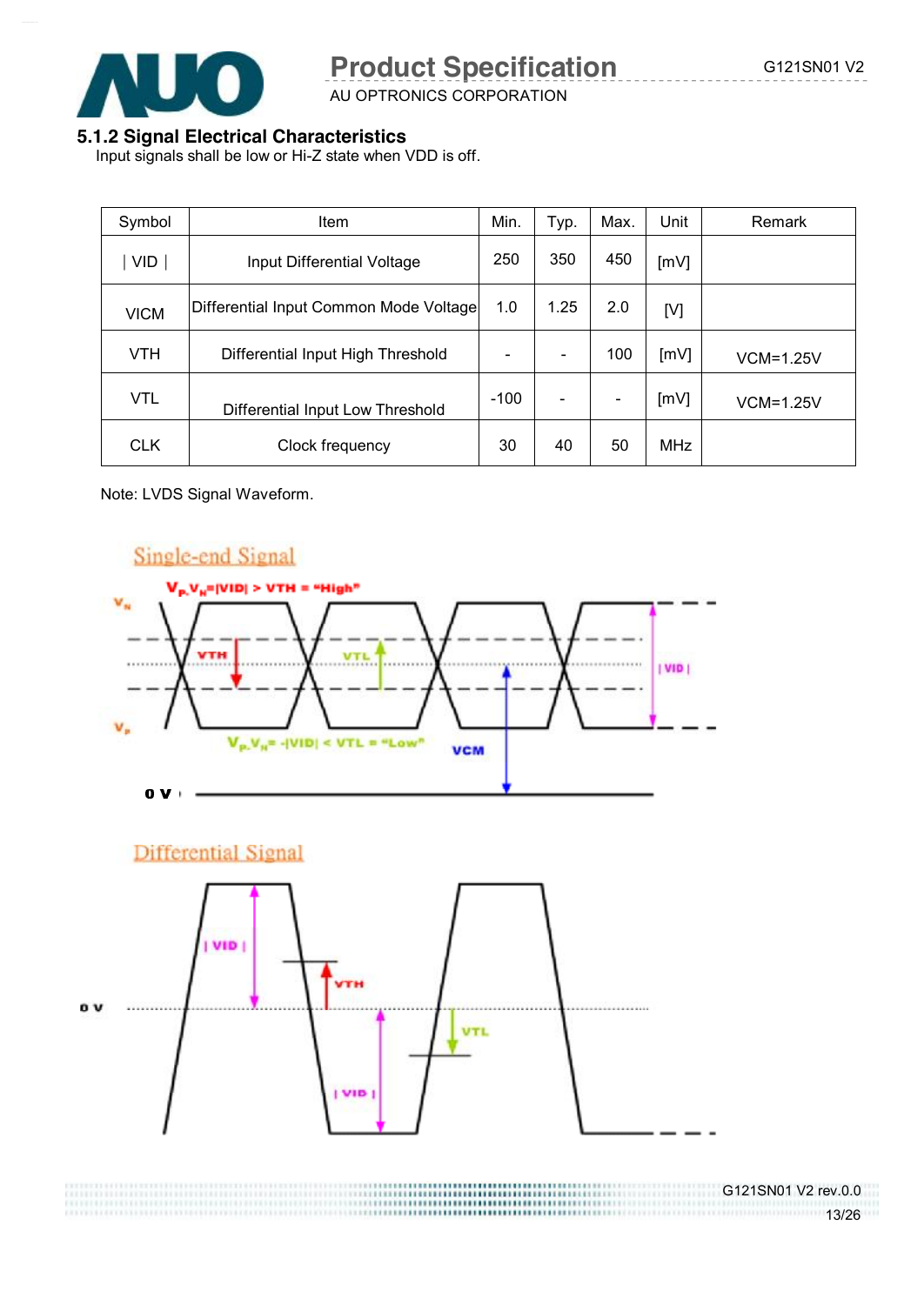### 5.1.2 Signal Electrical Characteristics

Input signals shall be low or Hi-Z state when VDD is off.

| Symbol | Item | Min. | Typ. | Max. | Unit | Remark |
|---|---|---|---|---|---|---|
| ∣ VID ∣ | Input Differential Voltage | 250 | 350 | 450 | [mV] | |
| VICM | Differential Input Common Mode Voltage | 1.0 | 1.25 | 2.0 | [V] | |
| VTH | Differential Input High Threshold | - | - | 100 | [mV] | VCM=1.25V |
| VTL | Differential Input Low Threshold | -100 | - | - | [mV] | VCM=1.25V |
| CLK | Clock frequency | 30 | 40 | 50 | MHz | |

Note: LVDS Signal Waveform.

Single-end Signal

$V_P - V_N = |VID| > VTH$ = "High"

$V_P - V_N = -|VID| < VTL$ = "Low"

Differential Signal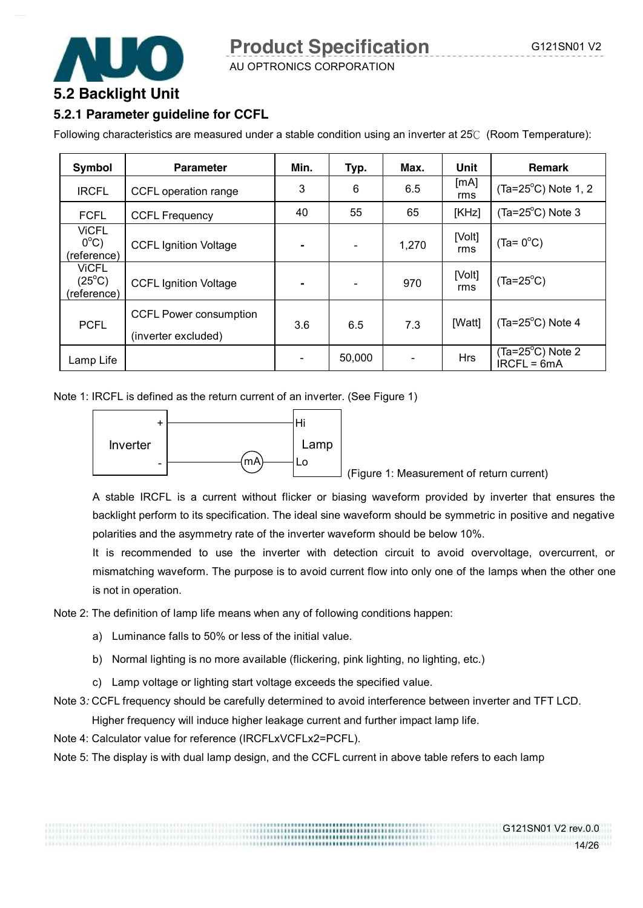## 5.2 Backlight Unit

### 5.2.1 Parameter guideline for CCFL

Following characteristics are measured under a stable condition using an inverter at 25℃ (Room Temperature):

| Symbol | Parameter | Min. | Typ. | Max. | Unit | Remark |
|---|---|---|---|---|---|---|
| IRCFL | CCFL operation range | 3 | 6 | 6.5 | [mA] rms | (Ta=25°C) Note 1, 2 |
| FCFL | CCFL Frequency | 40 | 55 | 65 | [KHz] | (Ta=25°C) Note 3 |
| ViCFL 0°C) (reference) | CCFL Ignition Voltage | - | - | 1,270 | [Volt] rms | (Ta= 0°C) |
| ViCFL (25°C) (reference) | CCFL Ignition Voltage | - | - | 970 | [Volt] rms | (Ta=25°C) |
| PCFL | CCFL Power consumption (inverter excluded) | 3.6 | 6.5 | 7.3 | [Watt] | (Ta=25°C) Note 4 |
| Lamp Life | | - | 50,000 | - | Hrs | (Ta=25°C) Note 2 IRCFL = 6mA |

Note 1: IRCFL is defined as the return current of an inverter. (See Figure 1)

(Figure 1: Measurement of return current)

A stable IRCFL is a current without flicker or biasing waveform provided by inverter that ensures the backlight perform to its specification. The ideal sine waveform should be symmetric in positive and negative polarities and the asymmetry rate of the inverter waveform should be below 10%.

It is recommended to use the inverter with detection circuit to avoid overvoltage, overcurrent, or mismatching waveform. The purpose is to avoid current flow into only one of the lamps when the other one is not in operation.

Note 2: The definition of lamp life means when any of following conditions happen:

a) Luminance falls to 50% or less of the initial value.

b) Normal lighting is no more available (flickering, pink lighting, no lighting, etc.)

c) Lamp voltage or lighting start voltage exceeds the specified value.

Note 3: CCFL frequency should be carefully determined to avoid interference between inverter and TFT LCD.
Higher frequency will induce higher leakage current and further impact lamp life.

Note 4: Calculator value for reference (IRCFLxVCFLx2=PCFL).

Note 5: The display is with dual lamp design, and the CCFL current in above table refers to each lamp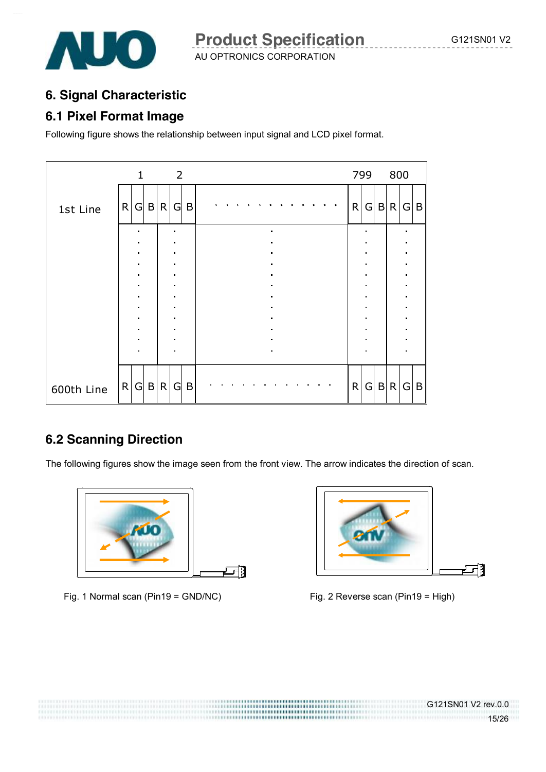## 6. Signal Characteristic

### 6.1 Pixel Format Image

Following figure shows the relationship between input signal and LCD pixel format.

| | 1 | | | 2 | | | | 799 | | | 800 | | |
|---|---|---|---|---|---|---|---|---|---|---|---|---|---|
| 1st Line | R | G | B | R | G | B | . . . . . . . . . . . . | R | G | B | R | G | B |
| | : | | | : | | | : | : | | | : | | |
| 600th Line | R | G | B | R | G | B | . . . . . . . . . . . . | R | G | B | R | G | B |

### 6.2 Scanning Direction

The following figures show the image seen from the front view. The arrow indicates the direction of scan.

Fig. 1 Normal scan (Pin19 = GND/NC)

Fig. 2 Reverse scan (Pin19 = High)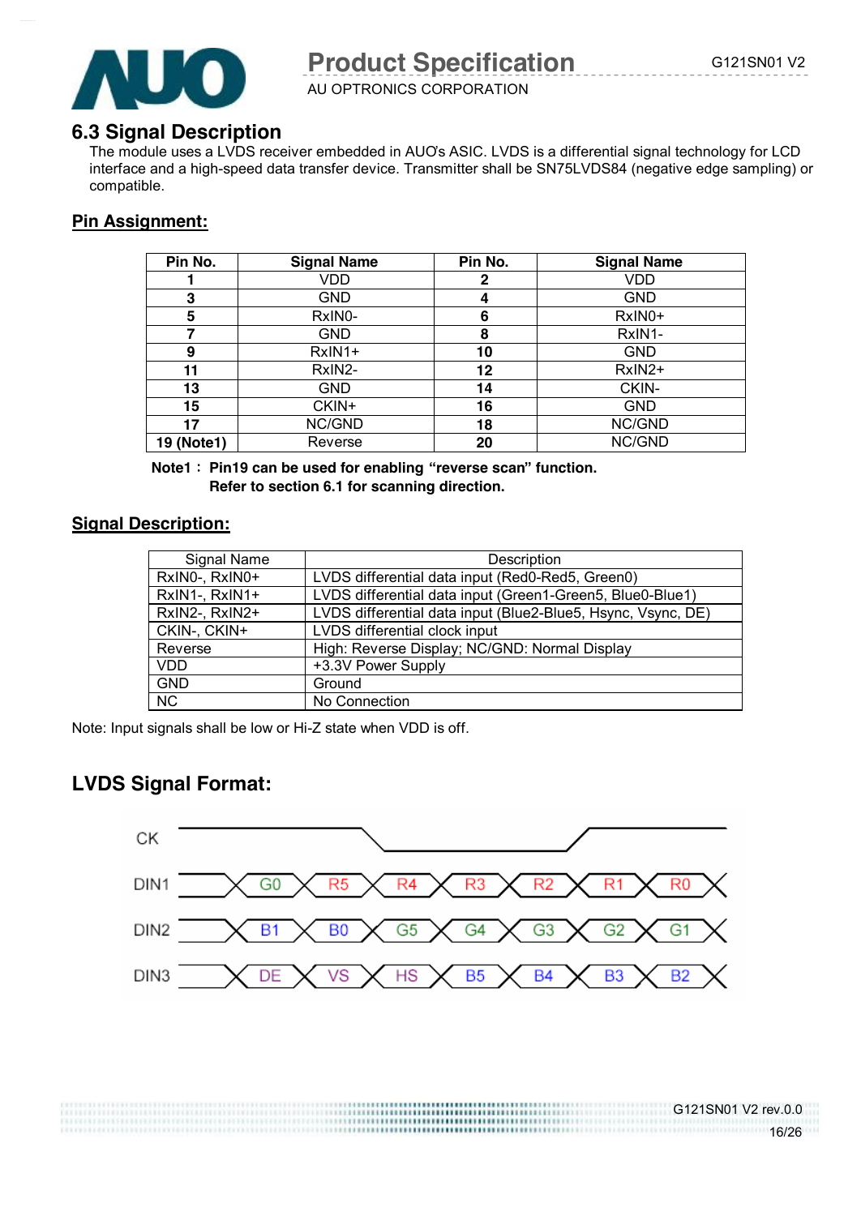## 6.3 Signal Description

The module uses a LVDS receiver embedded in AUO's ASIC. LVDS is a differential signal technology for LCD interface and a high-speed data transfer device. Transmitter shall be SN75LVDS84 (negative edge sampling) or compatible.

### Pin Assignment:

| Pin No. | Signal Name | Pin No. | Signal Name |
|---|---|---|---|
| **1** | VDD | **2** | VDD |
| **3** | GND | **4** | GND |
| **5** | RxIN0- | **6** | RxIN0+ |
| **7** | GND | **8** | RxIN1- |
| **9** | RxIN1+ | **10** | GND |
| **11** | RxIN2- | **12** | RxIN2+ |
| **13** | GND | **14** | CKIN- |
| **15** | CKIN+ | **16** | GND |
| **17** | NC/GND | **18** | NC/GND |
| **19 (Note1)** | Reverse | **20** | NC/GND |

**Note1： Pin19 can be used for enabling "reverse scan" function.**
**Refer to section 6.1 for scanning direction.**

### Signal Description:

| Signal Name | Description |
|---|---|
| RxIN0-, RxIN0+ | LVDS differential data input (Red0-Red5, Green0) |
| RxIN1-, RxIN1+ | LVDS differential data input (Green1-Green5, Blue0-Blue1) |
| RxIN2-, RxIN2+ | LVDS differential data input (Blue2-Blue5, Hsync, Vsync, DE) |
| CKIN-, CKIN+ | LVDS differential clock input |
| Reverse | High: Reverse Display; NC/GND: Normal Display |
| VDD | +3.3V Power Supply |
| GND | Ground |
| NC | No Connection |

Note: Input signals shall be low or Hi-Z state when VDD is off.

## LVDS Signal Format:

| | | | | | | | |
|---|---|---|---|---|---|---|---|
| DIN1 | G0 | R5 | R4 | R3 | R2 | R1 | R0 |
| DIN2 | B1 | B0 | G5 | G4 | G3 | G2 | G1 |
| DIN3 | DE | VS | HS | B5 | B4 | B3 | B2 |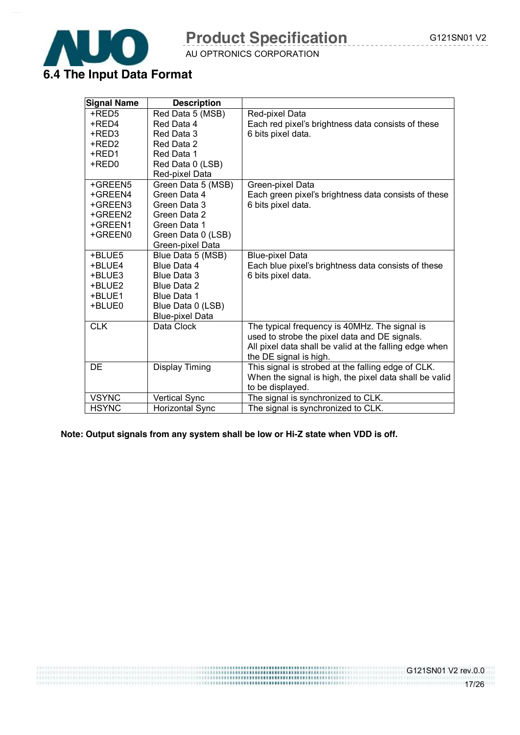## 6.4 The Input Data Format

| Signal Name | Description | |
|---|---|---|
| +RED5<br>+RED4<br>+RED3<br>+RED2<br>+RED1<br>+RED0 | Red Data 5 (MSB)<br>Red Data 4<br>Red Data 3<br>Red Data 2<br>Red Data 1<br>Red Data 0 (LSB)<br>Red-pixel Data | Red-pixel Data<br>Each red pixel's brightness data consists of these 6 bits pixel data. |
| +GREEN5<br>+GREEN4<br>+GREEN3<br>+GREEN2<br>+GREEN1<br>+GREEN0 | Green Data 5 (MSB)<br>Green Data 4<br>Green Data 3<br>Green Data 2<br>Green Data 1<br>Green Data 0 (LSB)<br>Green-pixel Data | Green-pixel Data<br>Each green pixel's brightness data consists of these 6 bits pixel data. |
| +BLUE5<br>+BLUE4<br>+BLUE3<br>+BLUE2<br>+BLUE1<br>+BLUE0 | Blue Data 5 (MSB)<br>Blue Data 4<br>Blue Data 3<br>Blue Data 2<br>Blue Data 1<br>Blue Data 0 (LSB)<br>Blue-pixel Data | Blue-pixel Data<br>Each blue pixel's brightness data consists of these 6 bits pixel data. |
| CLK | Data Clock | The typical frequency is 40MHz. The signal is used to strobe the pixel data and DE signals. All pixel data shall be valid at the falling edge when the DE signal is high. |
| DE | Display Timing | This signal is strobed at the falling edge of CLK. When the signal is high, the pixel data shall be valid to be displayed. |
| VSYNC | Vertical Sync | The signal is synchronized to CLK. |
| HSYNC | Horizontal Sync | The signal is synchronized to CLK. |

**Note: Output signals from any system shall be low or Hi-Z state when VDD is off.**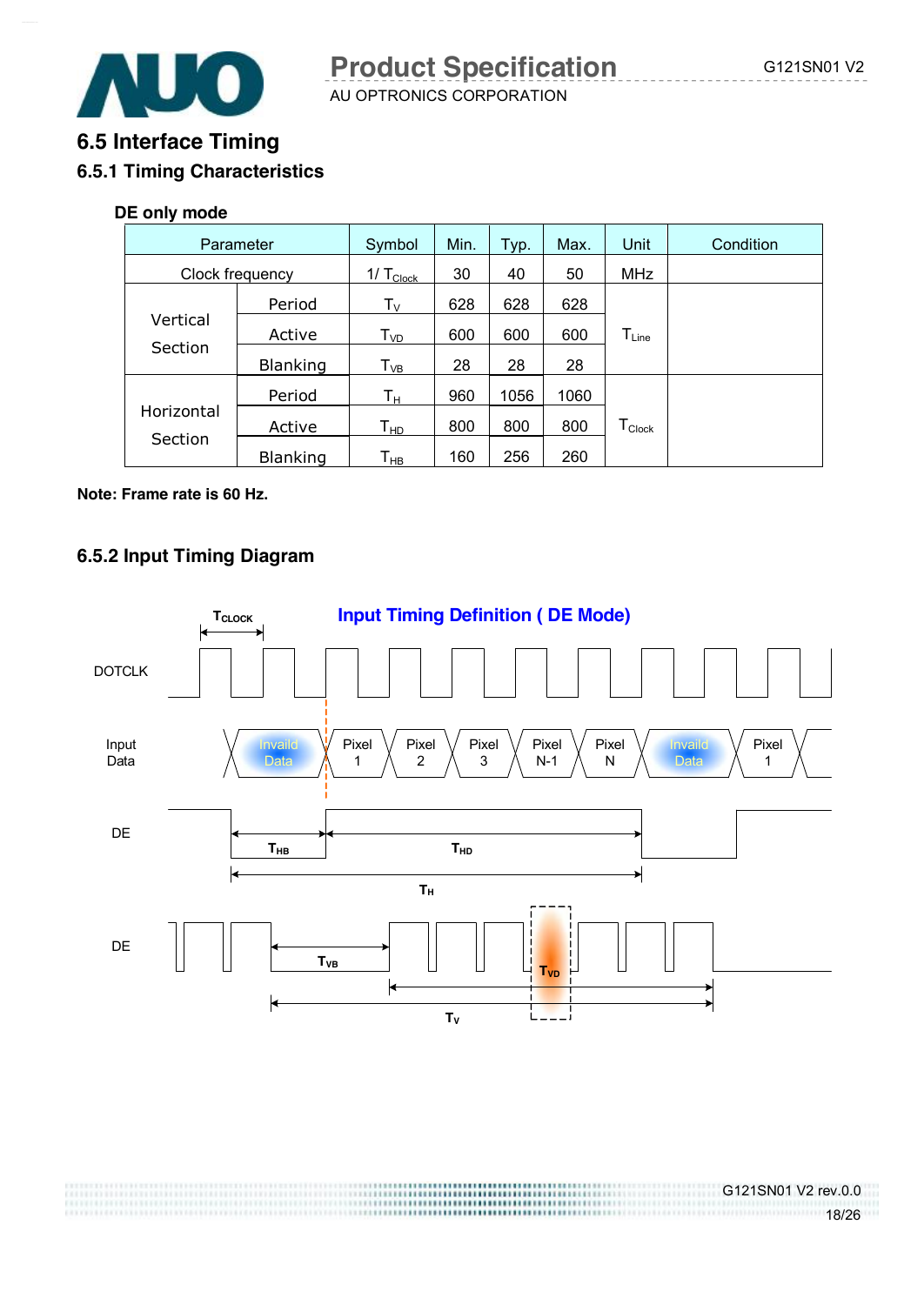## 6.5 Interface Timing

### 6.5.1 Timing Characteristics

**DE only mode**

| Parameter | | Symbol | Min. | Typ. | Max. | Unit | Condition |
|---|---|---|---|---|---|---|---|
| Clock frequency | | $1/T_{Clock}$ | 30 | 40 | 50 | MHz | |
| Vertical Section | Period | $T_V$ | 628 | 628 | 628 | $T_{Line}$ | |
| | Active | $T_{VD}$ | 600 | 600 | 600 | | |
| | Blanking | $T_{VB}$ | 28 | 28 | 28 | | |
| Horizontal Section | Period | $T_H$ | 960 | 1056 | 1060 | $T_{Clock}$ | |
| | Active | $T_{HD}$ | 800 | 800 | 800 | | |
| | Blanking | $T_{HB}$ | 160 | 256 | 260 | | |

**Note: Frame rate is 60 Hz.**

### 6.5.2 Input Timing Diagram

**Input Timing Definition ( DE Mode)**

$T_{CLOCK}$

DOTCLK

Input Data: Invaild Data | Pixel 1 | Pixel 2 | Pixel 3 | Pixel N-1 | Pixel N | Invaild Data | Pixel 1

DE: $T_{HB}$, $T_{HD}$, $T_H$

DE: $T_{VB}$, $T_{VD}$, $T_V$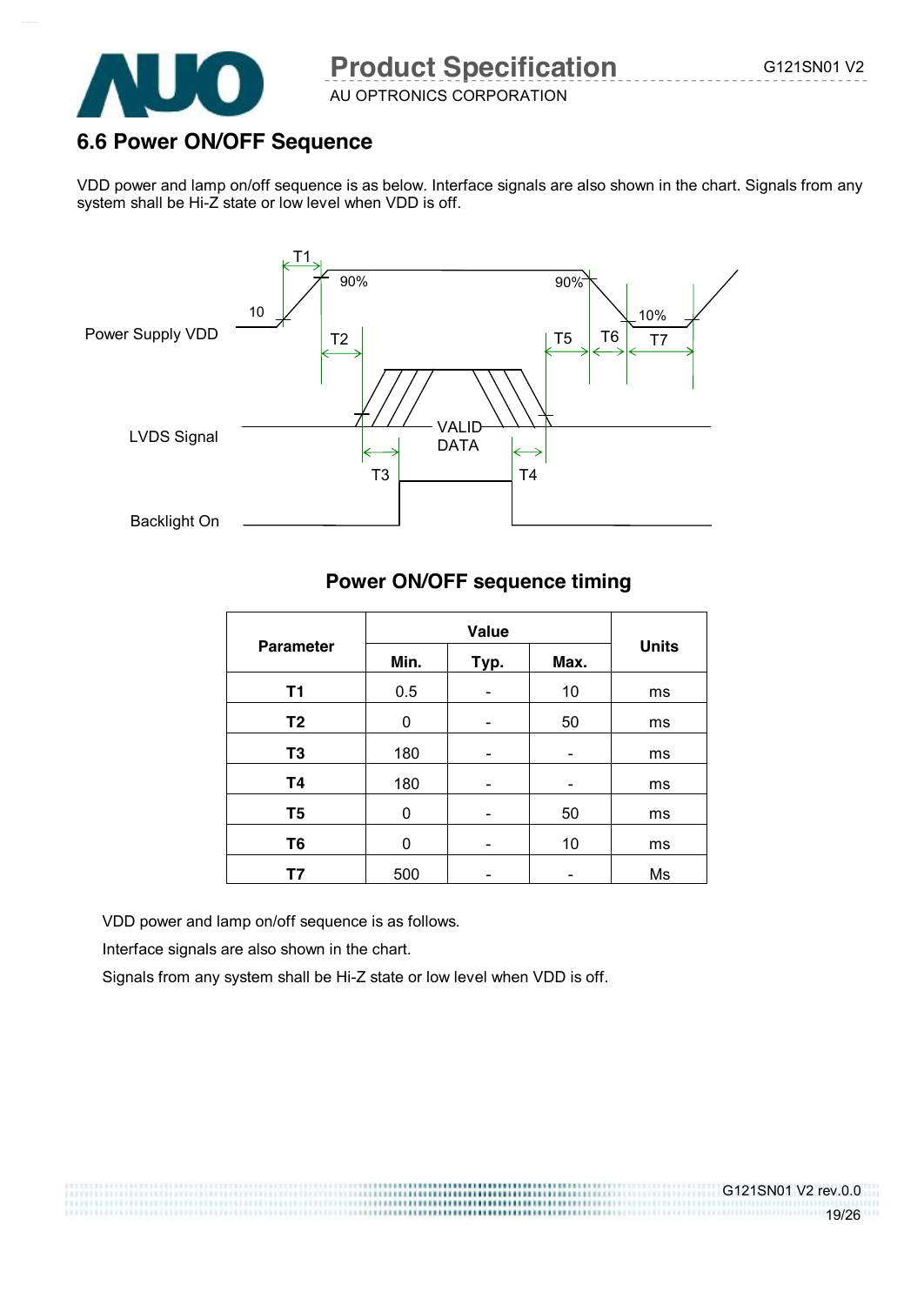## 6.6 Power ON/OFF Sequence

VDD power and lamp on/off sequence is as below. Interface signals are also shown in the chart. Signals from any system shall be Hi-Z state or low level when VDD is off.

Power Supply VDD

10

T1

90%

90%

T2

T5

T6

10%

T7

LVDS Signal

VALID DATA

T3

T4

Backlight On

**Power ON/OFF sequence timing**

| Parameter | Value | | | Units |
|---|---|---|---|---|
| | Min. | Typ. | Max. | |
| **T1** | 0.5 | - | 10 | ms |
| **T2** | 0 | - | 50 | ms |
| **T3** | 180 | - | - | ms |
| **T4** | 180 | - | - | ms |
| **T5** | 0 | - | 50 | ms |
| **T6** | 0 | - | 10 | ms |
| **T7** | 500 | - | - | Ms |

VDD power and lamp on/off sequence is as follows.

Interface signals are also shown in the chart.

Signals from any system shall be Hi-Z state or low level when VDD is off.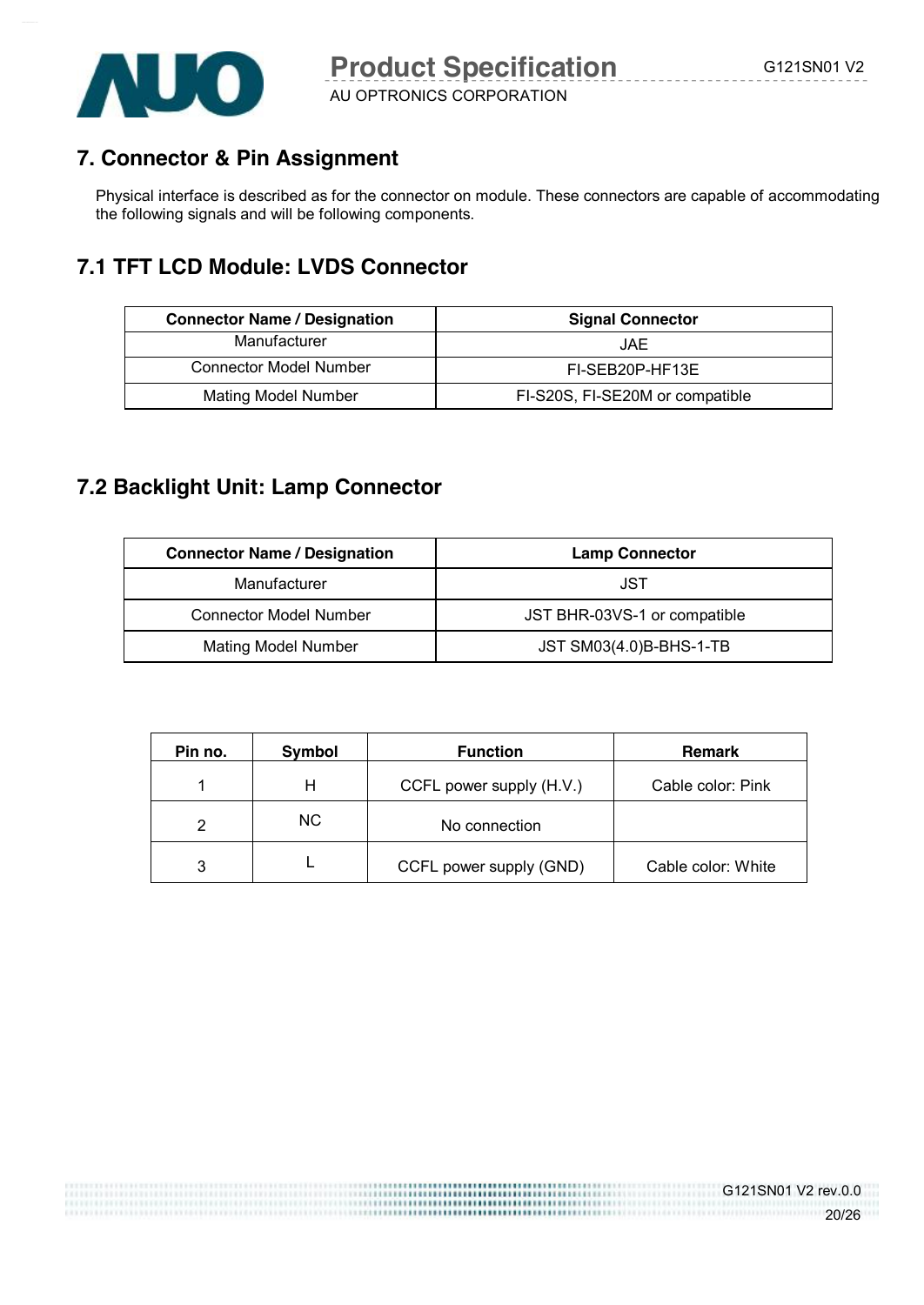## 7. Connector & Pin Assignment

Physical interface is described as for the connector on module. These connectors are capable of accommodating the following signals and will be following components.

### 7.1 TFT LCD Module: LVDS Connector

| Connector Name / Designation | Signal Connector |
|---|---|
| Manufacturer | JAE |
| Connector Model Number | FI-SEB20P-HF13E |
| Mating Model Number | FI-S20S, FI-SE20M or compatible |

### 7.2 Backlight Unit: Lamp Connector

| Connector Name / Designation | Lamp Connector |
|---|---|
| Manufacturer | JST |
| Connector Model Number | JST BHR-03VS-1 or compatible |
| Mating Model Number | JST SM03(4.0)B-BHS-1-TB |

| Pin no. | Symbol | Function | Remark |
|---|---|---|---|
| 1 | H | CCFL power supply (H.V.) | Cable color: Pink |
| 2 | NC | No connection | |
| 3 | L | CCFL power supply (GND) | Cable color: White |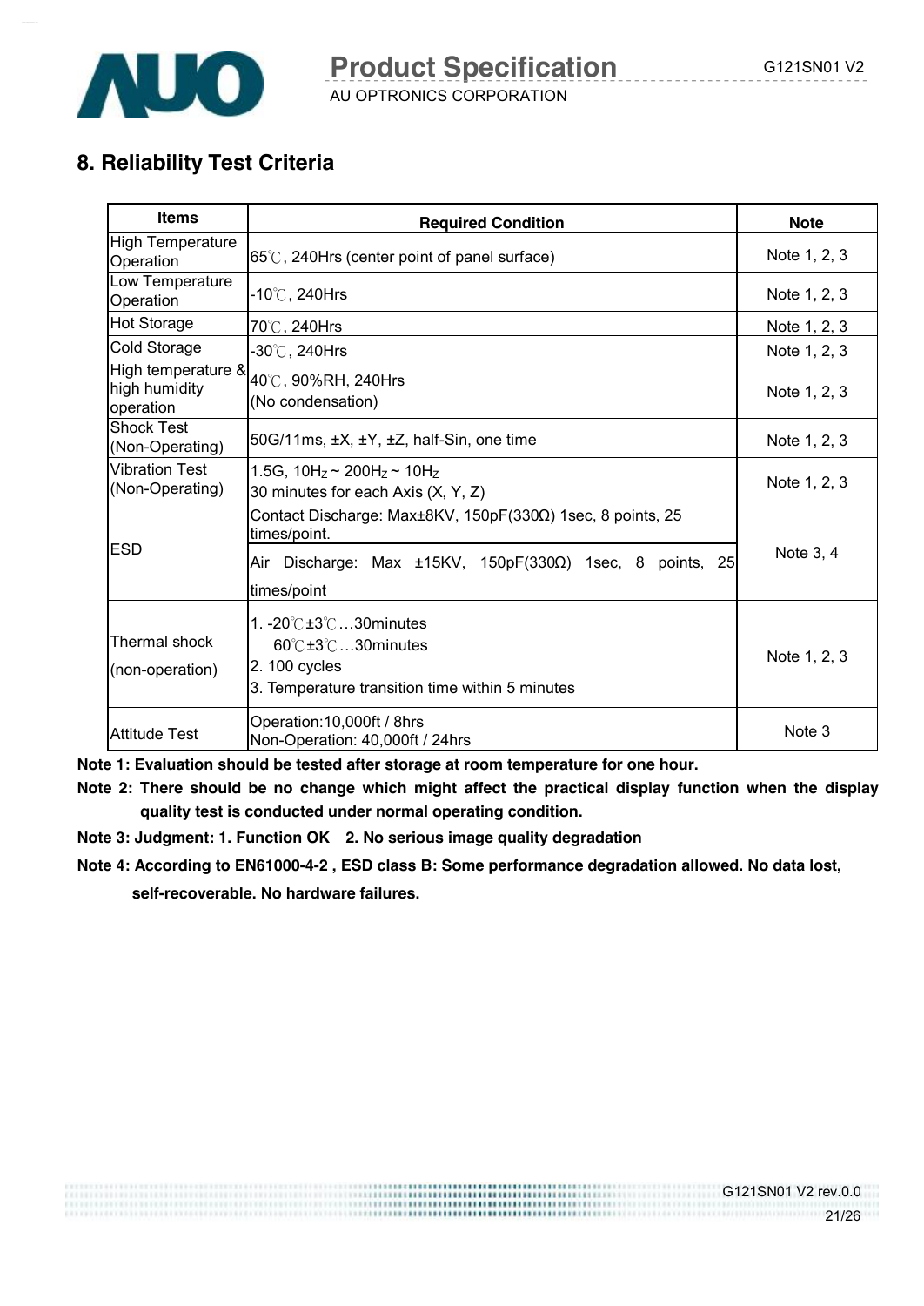## 8. Reliability Test Criteria

| Items | Required Condition | Note |
|---|---|---|
| High Temperature Operation | 65℃, 240Hrs (center point of panel surface) | Note 1, 2, 3 |
| Low Temperature Operation | -10℃, 240Hrs | Note 1, 2, 3 |
| Hot Storage | 70℃, 240Hrs | Note 1, 2, 3 |
| Cold Storage | -30℃, 240Hrs | Note 1, 2, 3 |
| High temperature & high humidity operation | 40℃, 90%RH, 240Hrs (No condensation) | Note 1, 2, 3 |
| Shock Test (Non-Operating) | 50G/11ms, ±X, ±Y, ±Z, half-Sin, one time | Note 1, 2, 3 |
| Vibration Test (Non-Operating) | 1.5G, $10H_Z$ ~ $200H_Z$ ~ $10H_Z$ 30 minutes for each Axis (X, Y, Z) | Note 1, 2, 3 |
| ESD | Contact Discharge: Max±8KV, 150pF(330Ω) 1sec, 8 points, 25 times/point. | Note 3, 4 |
| | Air Discharge: Max ±15KV, 150pF(330Ω) 1sec, 8 points, 25 times/point | |
| Thermal shock (non-operation) | 1. -20℃±3℃…30minutes 60℃±3℃…30minutes 2. 100 cycles 3. Temperature transition time within 5 minutes | Note 1, 2, 3 |
| Attitude Test | Operation:10,000ft / 8hrs Non-Operation: 40,000ft / 24hrs | Note 3 |

**Note 1: Evaluation should be tested after storage at room temperature for one hour.**

**Note 2: There should be no change which might affect the practical display function when the display quality test is conducted under normal operating condition.**

**Note 3: Judgment: 1. Function OK 2. No serious image quality degradation**

**Note 4: According to EN61000-4-2 , ESD class B: Some performance degradation allowed. No data lost, self-recoverable. No hardware failures.**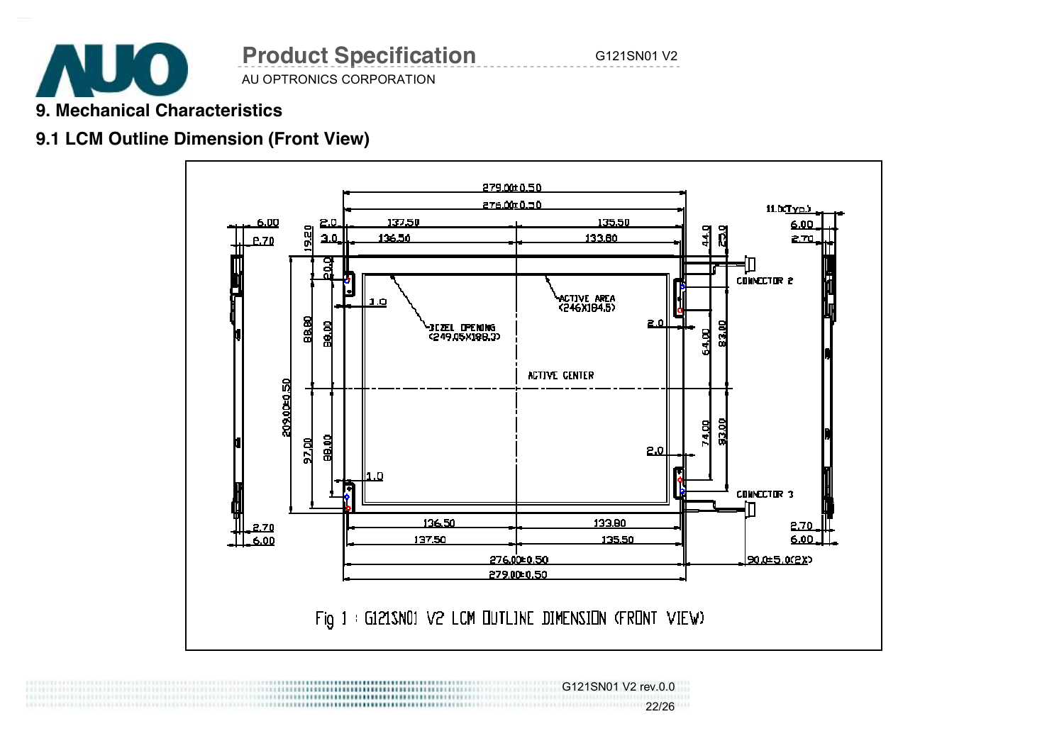## 9. Mechanical Characteristics

### 9.1 LCM Outline Dimension (Front View)

Fig 1 : G121SN01 V2 LCM OUTLINE DIMENSION (FRONT VIEW)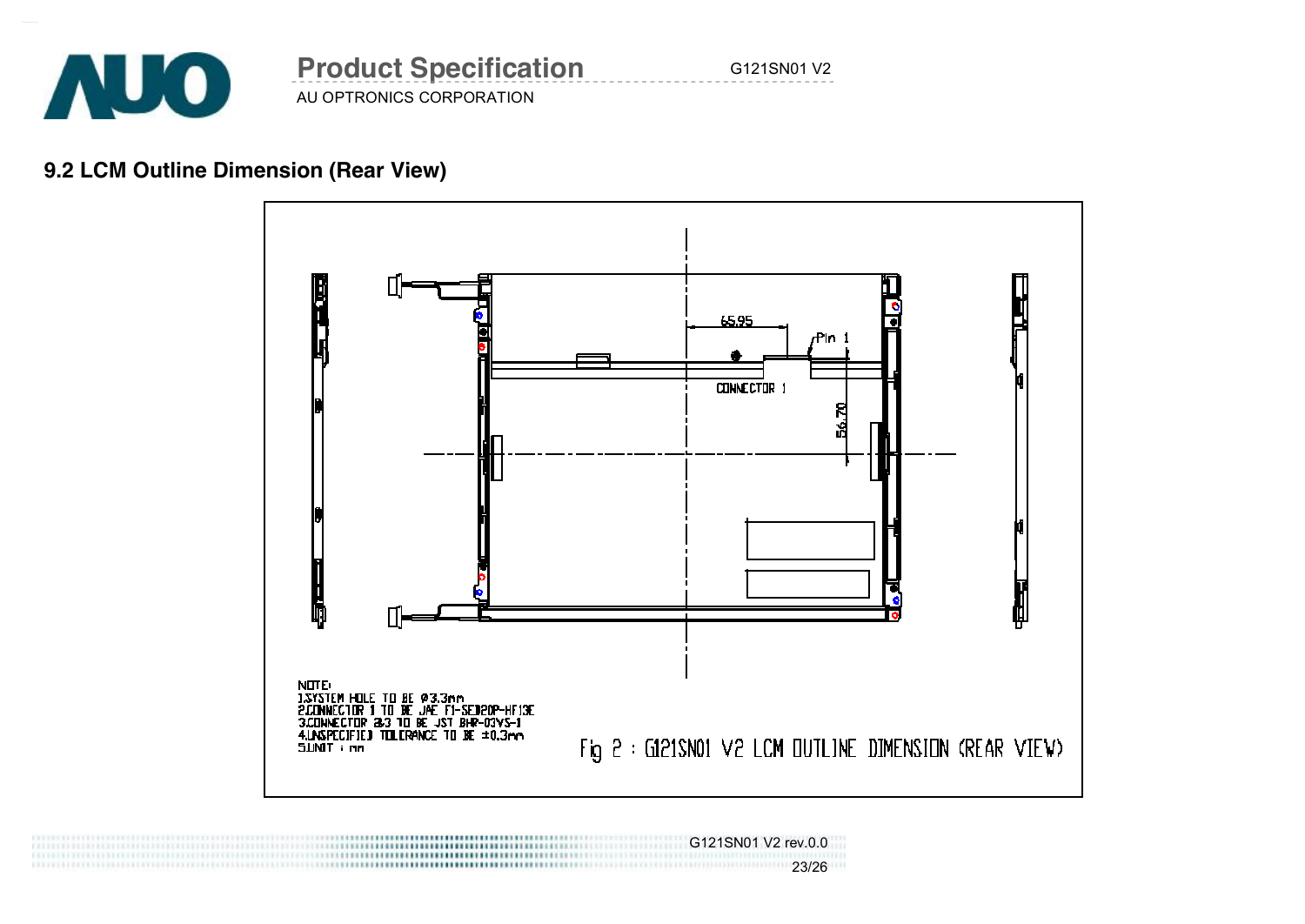## 9.2 LCM Outline Dimension (Rear View)

65.95

Pin 1

CONNECTOR 1

56.70

NOTE:
1.SYSTEM HOLE TO BE Ø3.3mm
2.CONNECTOR 1 TO BE JAE FI-SEB20P-HF13E
3.CONNECTOR 2&3 TO BE JST BHR-03VS-1
4.UNSPECIFIED TOLERANCE TO BE ±0.3mm
5.UNIT : mm

Fig 2 : G121SN01 V2 LCM OUTLINE DIMENSION (REAR VIEW)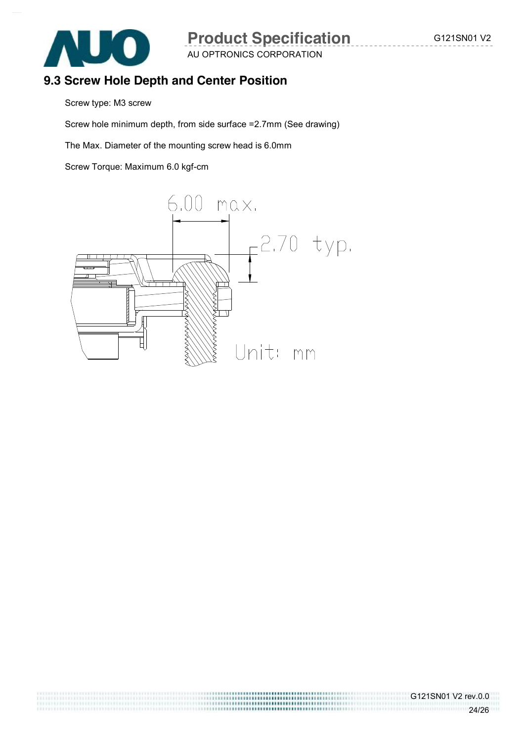## 9.3 Screw Hole Depth and Center Position

Screw type: M3 screw

Screw hole minimum depth, from side surface =2.7mm (See drawing)

The Max. Diameter of the mounting screw head is 6.0mm

Screw Torque: Maximum 6.0 kgf-cm

6.00 max.

2.70 typ.

Unit: mm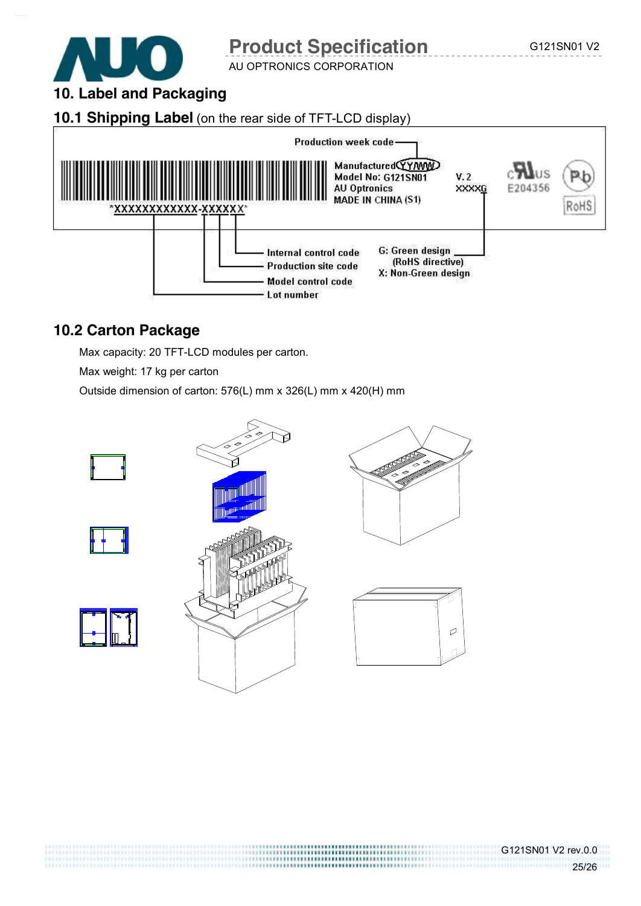## 10. Label and Packaging

### 10.1 Shipping Label (on the rear side of TFT-LCD display)

Production week code

Manufactured YY/WW
Model No: G121SN01
AU Optronics
MADE IN CHINA (S1)

V. 2
XXXXG

E204356

RoHS

*XXXXXXXXXXXX-XXXXXX*

Internal control code
Production site code
Model control code
Lot number

G: Green design (RoHS directive)
X: Non-Green design

### 10.2 Carton Package

Max capacity: 20 TFT-LCD modules per carton.

Max weight: 17 kg per carton

Outside dimension of carton: 576(L) mm x 326(L) mm x 420(H) mm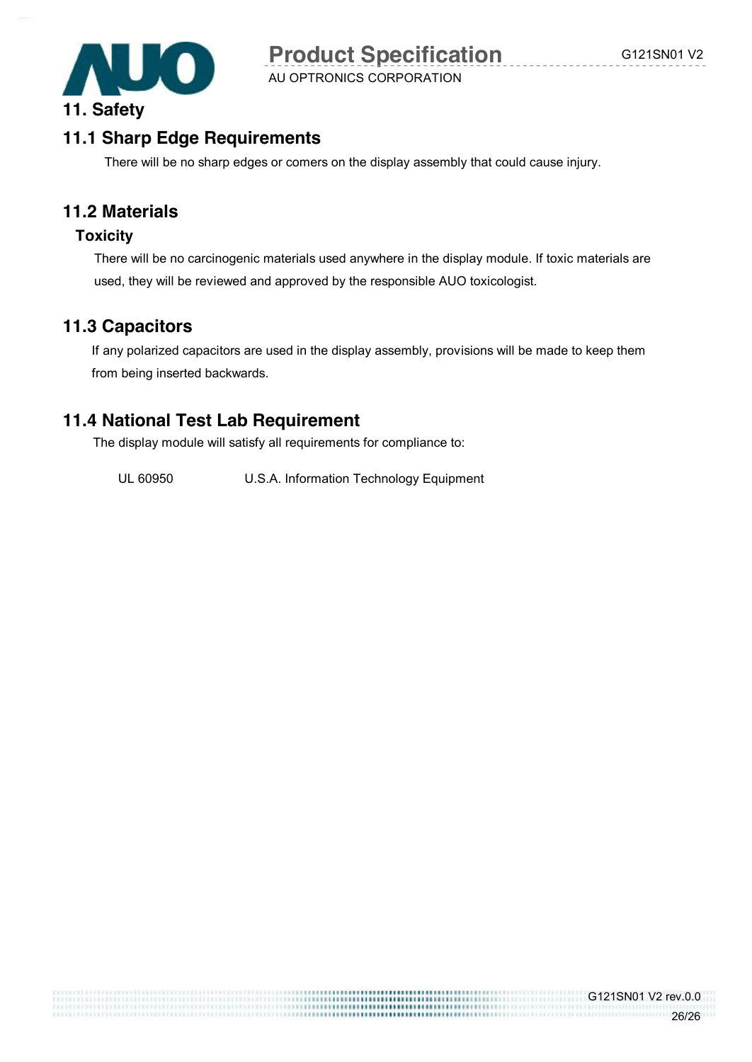# 11. Safety

## 11.1 Sharp Edge Requirements

There will be no sharp edges or comers on the display assembly that could cause injury.

## 11.2 Materials

### Toxicity

There will be no carcinogenic materials used anywhere in the display module. If toxic materials are used, they will be reviewed and approved by the responsible AUO toxicologist.

## 11.3 Capacitors

If any polarized capacitors are used in the display assembly, provisions will be made to keep them from being inserted backwards.

## 11.4 National Test Lab Requirement

The display module will satisfy all requirements for compliance to:

| | |
|---|---|
| UL 60950 | U.S.A. Information Technology Equipment |